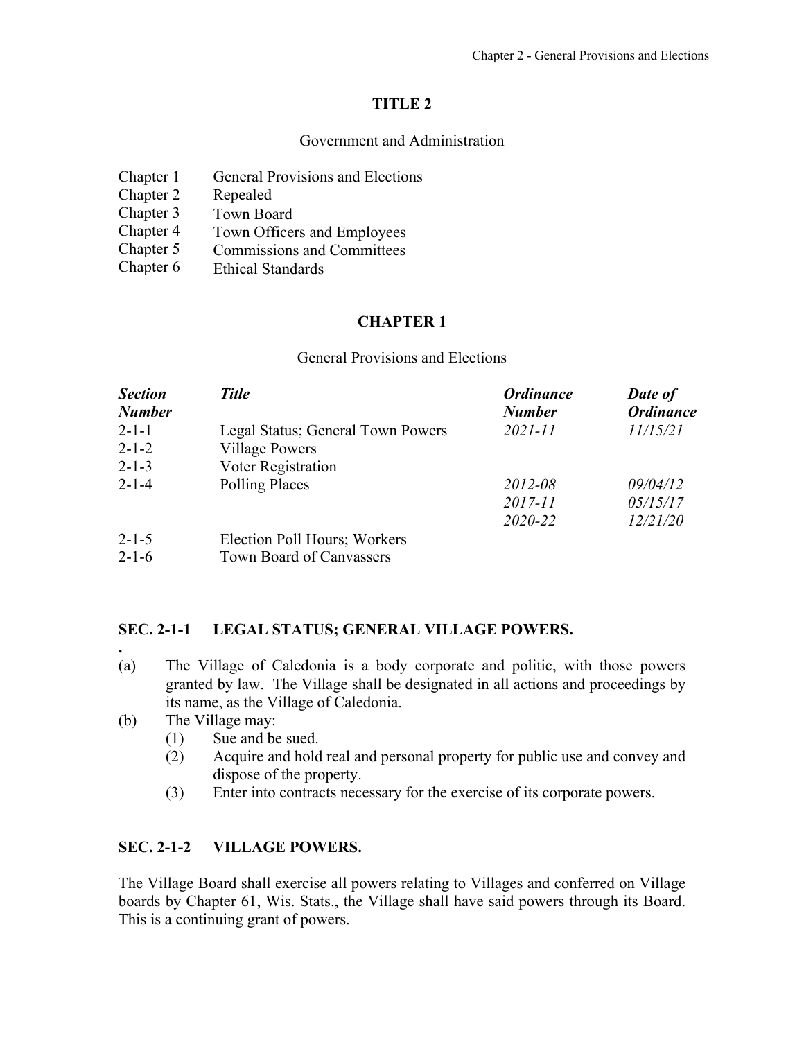# TITLE 2

Government and Administration

| | |
|---|---|
| Chapter 1 | General Provisions and Elections |
| Chapter 2 | Repealed |
| Chapter 3 | Town Board |
| Chapter 4 | Town Officers and Employees |
| Chapter 5 | Commissions and Committees |
| Chapter 6 | Ethical Standards |

## CHAPTER 1

General Provisions and Elections

| *Section Number* | *Title* | *Ordinance Number* | *Date of Ordinance* |
|---|---|---|---|
| 2-1-1 | Legal Status; General Town Powers | *2021-11* | *11/15/21* |
| 2-1-2 | Village Powers | | |
| 2-1-3 | Voter Registration | | |
| 2-1-4 | Polling Places | *2012-08* | *09/04/12* |
| | | *2017-11* | *05/15/17* |
| | | *2020-22* | *12/21/20* |
| 2-1-5 | Election Poll Hours; Workers | | |
| 2-1-6 | Town Board of Canvassers | | |

### SEC. 2-1-1 LEGAL STATUS; GENERAL VILLAGE POWERS.

.

(a) The Village of Caledonia is a body corporate and politic, with those powers granted by law. The Village shall be designated in all actions and proceedings by its name, as the Village of Caledonia.

(b) The Village may:

(1) Sue and be sued.

(2) Acquire and hold real and personal property for public use and convey and dispose of the property.

(3) Enter into contracts necessary for the exercise of its corporate powers.

### SEC. 2-1-2 VILLAGE POWERS.

The Village Board shall exercise all powers relating to Villages and conferred on Village boards by Chapter 61, Wis. Stats., the Village shall have said powers through its Board. This is a continuing grant of powers.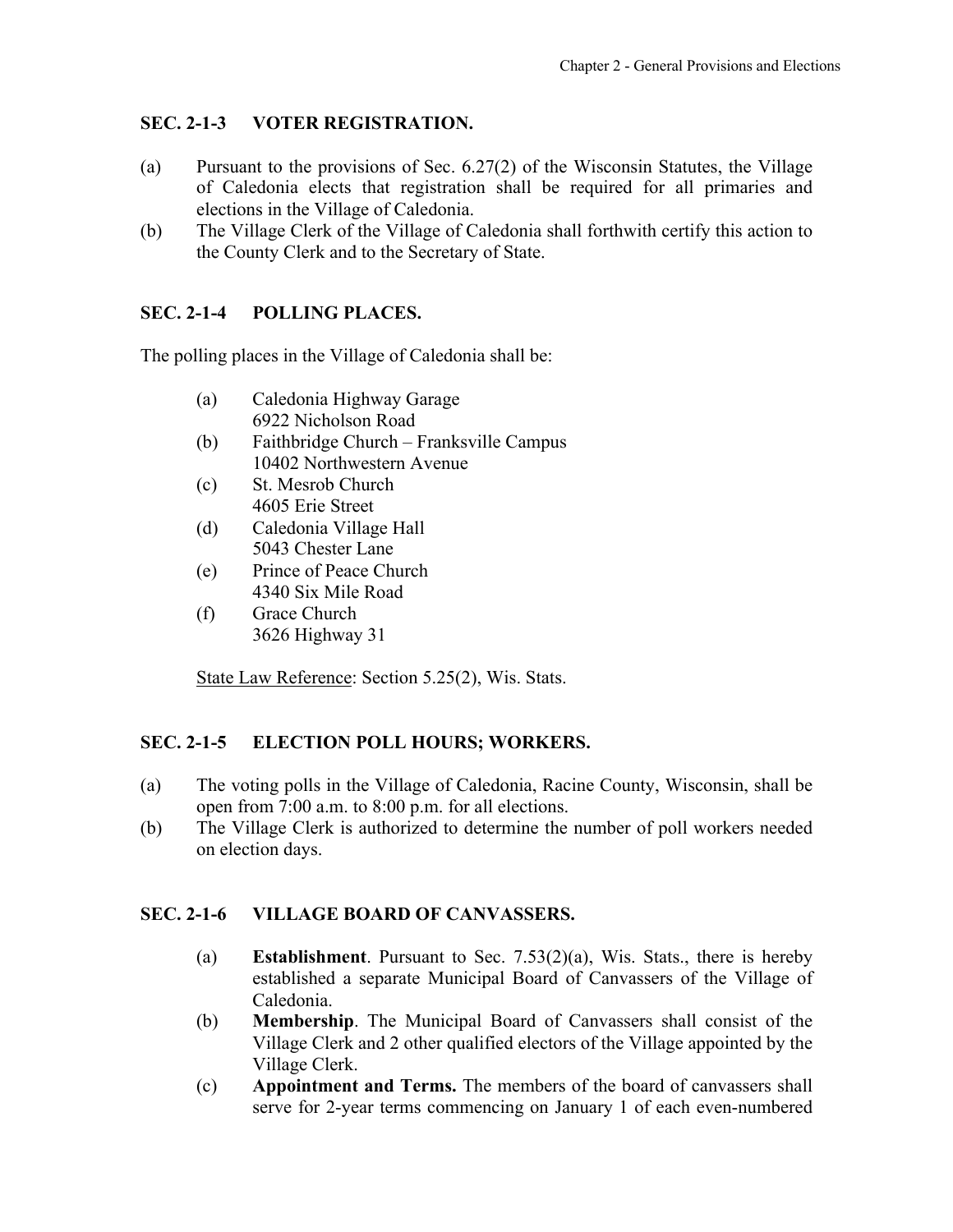## SEC. 2-1-3 VOTER REGISTRATION.

(a) Pursuant to the provisions of Sec. 6.27(2) of the Wisconsin Statutes, the Village of Caledonia elects that registration shall be required for all primaries and elections in the Village of Caledonia.

(b) The Village Clerk of the Village of Caledonia shall forthwith certify this action to the County Clerk and to the Secretary of State.

## SEC. 2-1-4 POLLING PLACES.

The polling places in the Village of Caledonia shall be:

(a) Caledonia Highway Garage
6922 Nicholson Road

(b) Faithbridge Church – Franksville Campus
10402 Northwestern Avenue

(c) St. Mesrob Church
4605 Erie Street

(d) Caledonia Village Hall
5043 Chester Lane

(e) Prince of Peace Church
4340 Six Mile Road

(f) Grace Church
3626 Highway 31

State Law Reference: Section 5.25(2), Wis. Stats.

## SEC. 2-1-5 ELECTION POLL HOURS; WORKERS.

(a) The voting polls in the Village of Caledonia, Racine County, Wisconsin, shall be open from 7:00 a.m. to 8:00 p.m. for all elections.

(b) The Village Clerk is authorized to determine the number of poll workers needed on election days.

## SEC. 2-1-6 VILLAGE BOARD OF CANVASSERS.

(a) **Establishment**. Pursuant to Sec. 7.53(2)(a), Wis. Stats., there is hereby established a separate Municipal Board of Canvassers of the Village of Caledonia.

(b) **Membership**. The Municipal Board of Canvassers shall consist of the Village Clerk and 2 other qualified electors of the Village appointed by the Village Clerk.

(c) **Appointment and Terms.** The members of the board of canvassers shall serve for 2-year terms commencing on January 1 of each even-numbered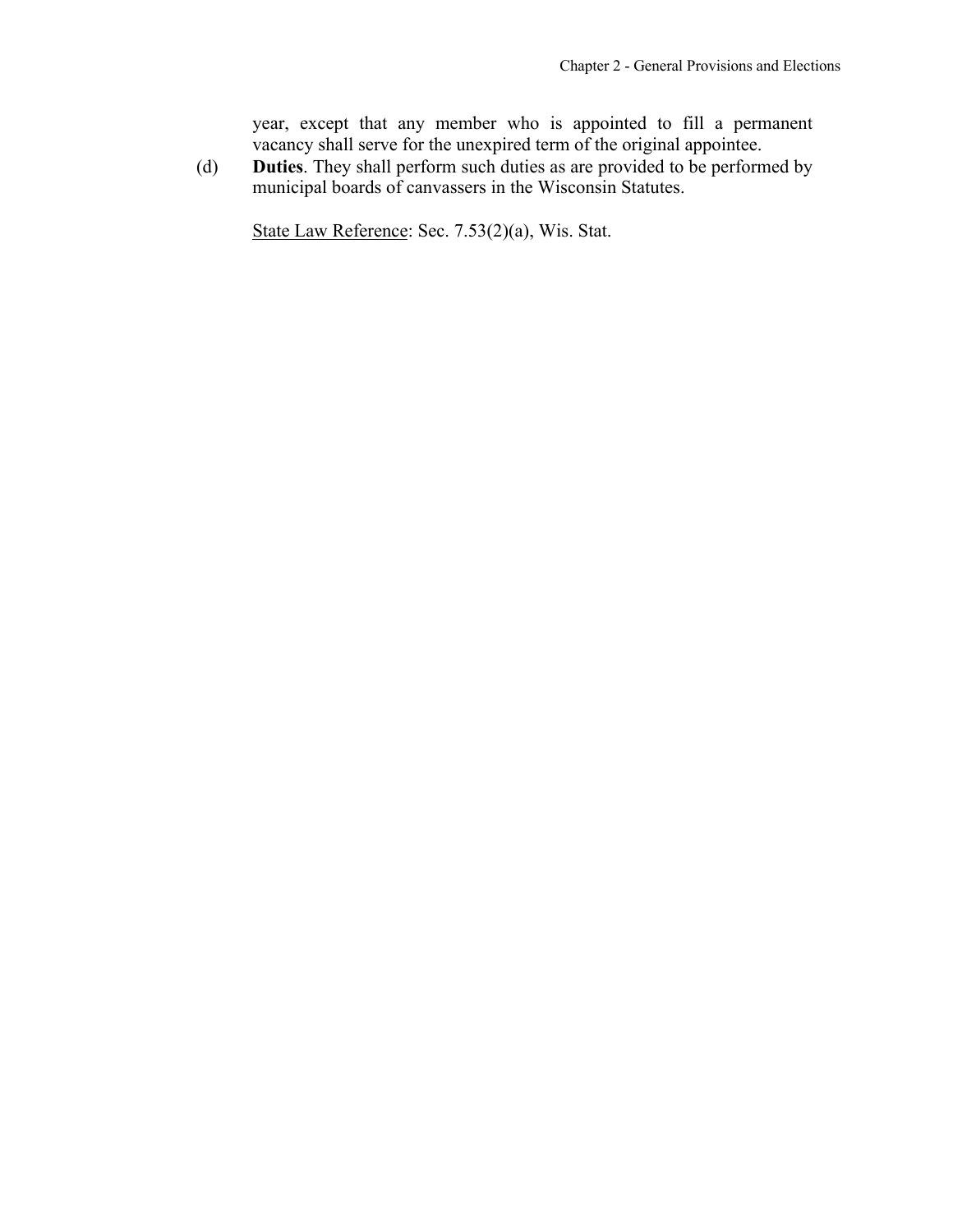year, except that any member who is appointed to fill a permanent vacancy shall serve for the unexpired term of the original appointee.

(d) **Duties**. They shall perform such duties as are provided to be performed by municipal boards of canvassers in the Wisconsin Statutes.

State Law Reference: Sec. 7.53(2)(a), Wis. Stat.